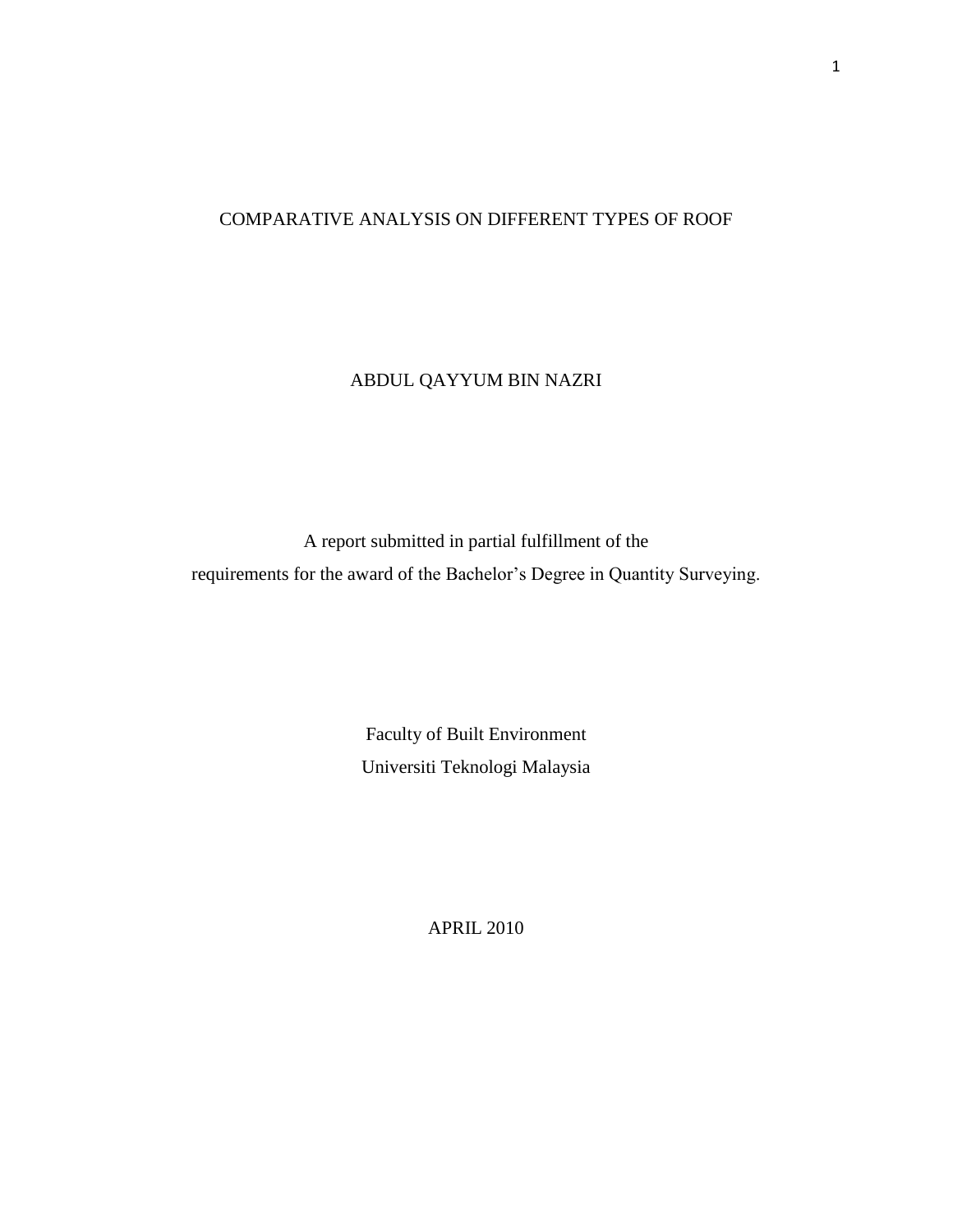# COMPARATIVE ANALYSIS ON DIFFERENT TYPES OF ROOF

ABDUL QAYYUM BIN NAZRI

A report submitted in partial fulfillment of the
requirements for the award of the Bachelor's Degree in Quantity Surveying.

Faculty of Built Environment
Universiti Teknologi Malaysia

APRIL 2010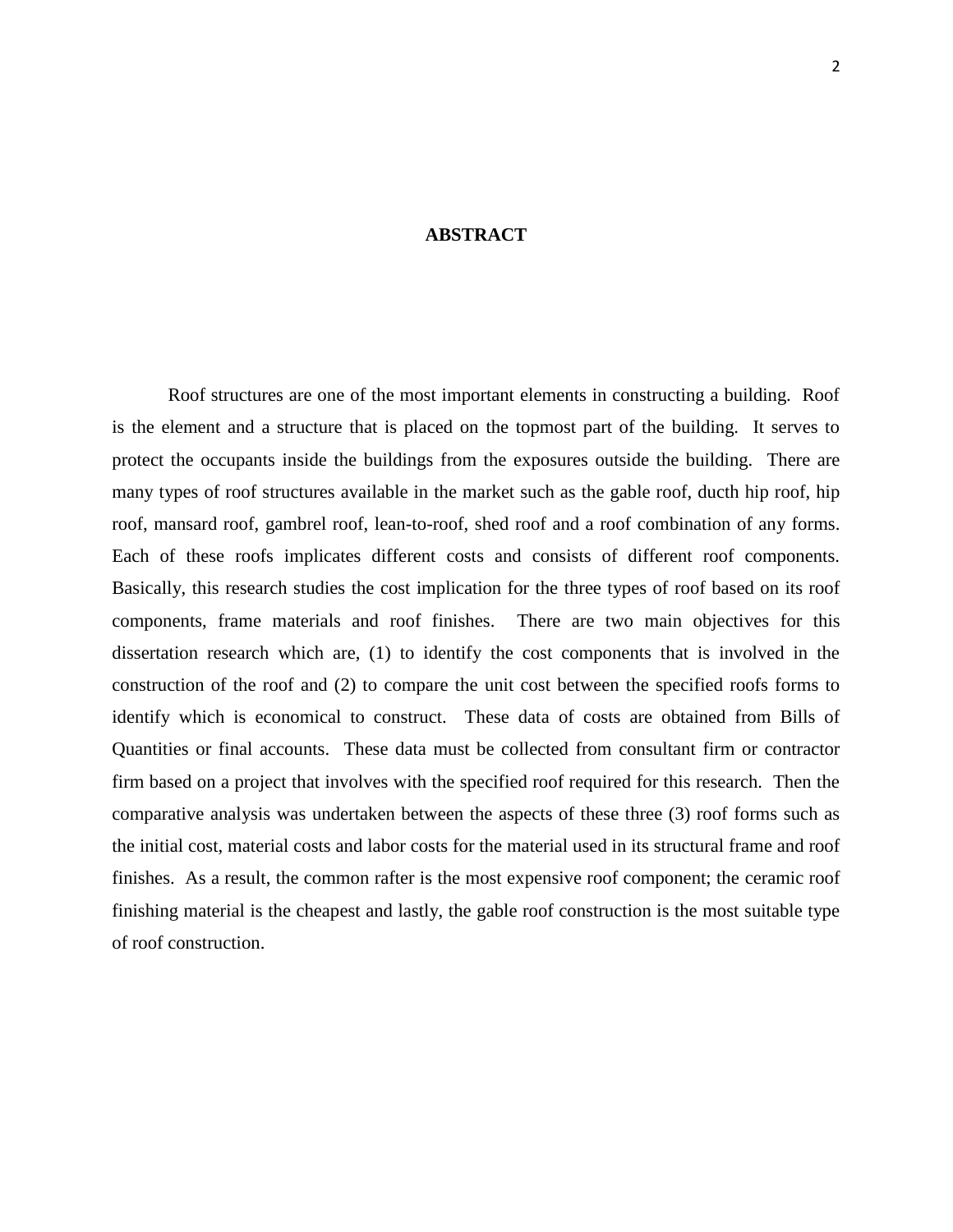# ABSTRACT

Roof structures are one of the most important elements in constructing a building. Roof is the element and a structure that is placed on the topmost part of the building. It serves to protect the occupants inside the buildings from the exposures outside the building. There are many types of roof structures available in the market such as the gable roof, ducth hip roof, hip roof, mansard roof, gambrel roof, lean-to-roof, shed roof and a roof combination of any forms. Each of these roofs implicates different costs and consists of different roof components. Basically, this research studies the cost implication for the three types of roof based on its roof components, frame materials and roof finishes. There are two main objectives for this dissertation research which are, (1) to identify the cost components that is involved in the construction of the roof and (2) to compare the unit cost between the specified roofs forms to identify which is economical to construct. These data of costs are obtained from Bills of Quantities or final accounts. These data must be collected from consultant firm or contractor firm based on a project that involves with the specified roof required for this research. Then the comparative analysis was undertaken between the aspects of these three (3) roof forms such as the initial cost, material costs and labor costs for the material used in its structural frame and roof finishes. As a result, the common rafter is the most expensive roof component; the ceramic roof finishing material is the cheapest and lastly, the gable roof construction is the most suitable type of roof construction.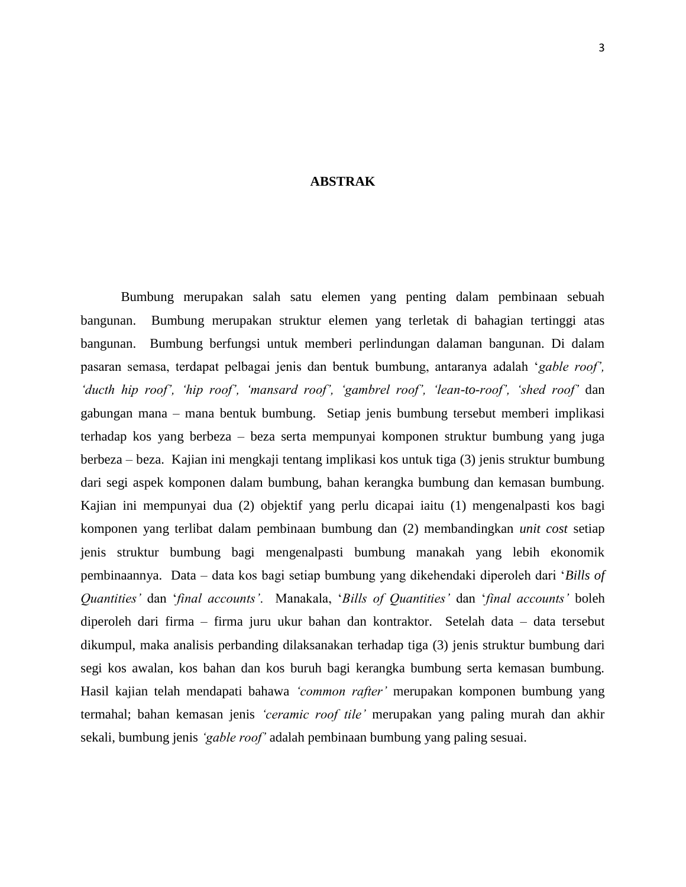# ABSTRAK

Bumbung merupakan salah satu elemen yang penting dalam pembinaan sebuah bangunan. Bumbung merupakan struktur elemen yang terletak di bahagian tertinggi atas bangunan. Bumbung berfungsi untuk memberi perlindungan dalaman bangunan. Di dalam pasaran semasa, terdapat pelbagai jenis dan bentuk bumbung, antaranya adalah '*gable roof', 'ducth hip roof', 'hip roof', 'mansard roof', 'gambrel roof', 'lean-to-roof', 'shed roof'* dan gabungan mana – mana bentuk bumbung. Setiap jenis bumbung tersebut memberi implikasi terhadap kos yang berbeza – beza serta mempunyai komponen struktur bumbung yang juga berbeza – beza. Kajian ini mengkaji tentang implikasi kos untuk tiga (3) jenis struktur bumbung dari segi aspek komponen dalam bumbung, bahan kerangka bumbung dan kemasan bumbung. Kajian ini mempunyai dua (2) objektif yang perlu dicapai iaitu (1) mengenalpasti kos bagi komponen yang terlibat dalam pembinaan bumbung dan (2) membandingkan *unit cost* setiap jenis struktur bumbung bagi mengenalpasti bumbung manakah yang lebih ekonomik pembinaannya. Data – data kos bagi setiap bumbung yang dikehendaki diperoleh dari '*Bills of Quantities'* dan '*final accounts'*. Manakala, '*Bills of Quantities'* dan '*final accounts'* boleh diperoleh dari firma – firma juru ukur bahan dan kontraktor. Setelah data – data tersebut dikumpul, maka analisis perbanding dilaksanakan terhadap tiga (3) jenis struktur bumbung dari segi kos awalan, kos bahan dan kos buruh bagi kerangka bumbung serta kemasan bumbung. Hasil kajian telah mendapati bahawa *'common rafter'* merupakan komponen bumbung yang termahal; bahan kemasan jenis *'ceramic roof tile'* merupakan yang paling murah dan akhir sekali, bumbung jenis *'gable roof'* adalah pembinaan bumbung yang paling sesuai.